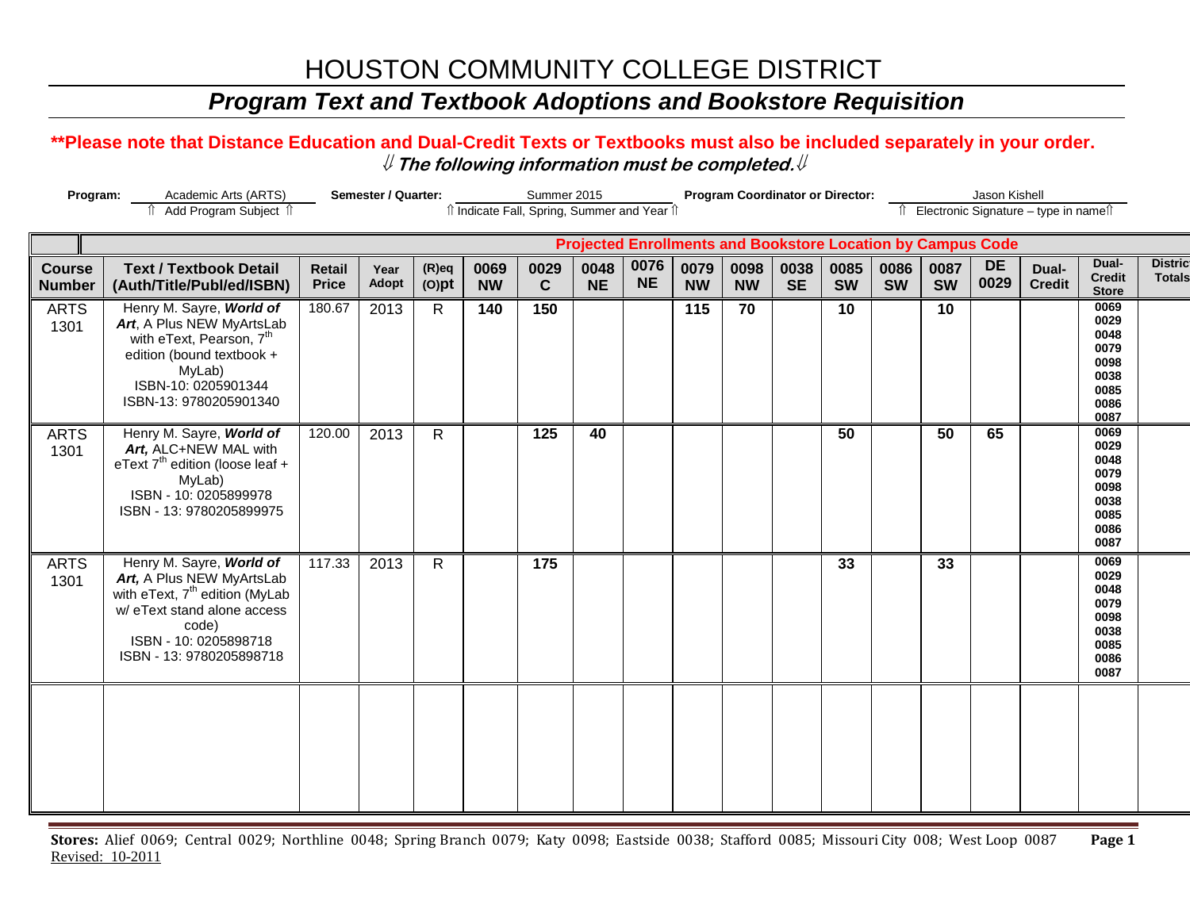# HOUSTON COMMUNITY COLLEGE DISTRICT

## *Program Text and Textbook Adoptions and Bookstore Requisition*

**\*\*Please note that Distance Education and Dual-Credit Texts or Textbooks must also be included separately in your order.**

⇓ ***The following information must be completed.*** ⇓

**Program:** Academic Arts (ARTS) ⇑ Add Program Subject ⇑ **Semester / Quarter:** Summer 2015 ⇑ Indicate Fall, Spring, Summer and Year ⇑ **Program Coordinator or Director:** Jason Kishell ⇑ Electronic Signature – type in name ⇑

| | | | | | Projected Enrollments and Bookstore Location by Campus Code | | | | | | | | | | | | | |
|---|---|---|---|---|---|---|---|---|---|---|---|---|---|---|---|---|---|---|
| **Course Number** | **Text / Textbook Detail (Auth/Title/Publ/ed/ISBN)** | **Retail Price** | **Year Adopt** | **(R)eq (O)pt** | **0069 NW** | **0029 C** | **0048 NE** | **0076 NE** | **0079 NW** | **0098 NW** | **0038 SE** | **0085 SW** | **0086 SW** | **0087 SW** | **DE 0029** | **Dual-Credit** | **Dual-Credit Store** | **District Totals** |
| ARTS 1301 | Henry M. Sayre, ***World of Art***, A Plus NEW MyArtsLab with eText, Pearson, 7th edition (bound textbook + MyLab) ISBN-10: 0205901344 ISBN-13: 9780205901340 | 180.67 | 2013 | R | **140** | **150** | | | **115** | **70** | | **10** | | **10** | | | 0069 0029 0048 0079 0098 0038 0085 0086 0087 | |
| ARTS 1301 | Henry M. Sayre, ***World of Art,*** ALC+NEW MAL with eText 7th edition (loose leaf + MyLab) ISBN - 10: 0205899978 ISBN - 13: 9780205899975 | 120.00 | 2013 | R | | **125** | **40** | | | | | **50** | | **50** | **65** | | 0069 0029 0048 0079 0098 0038 0085 0086 0087 | |
| ARTS 1301 | Henry M. Sayre, ***World of Art,*** A Plus NEW MyArtsLab with eText, 7th edition (MyLab w/ eText stand alone access code) ISBN - 10: 0205898718 ISBN - 13: 9780205898718 | 117.33 | 2013 | R | | **175** | | | | | | **33** | | **33** | | | 0069 0029 0048 0079 0098 0038 0085 0086 0087 | |
| | | | | | | | | | | | | | | | | | | |

**Stores:** Alief 0069; Central 0029; Northline 0048; Spring Branch 0079; Katy 0098; Eastside 0038; Stafford 0085; Missouri City 008; West Loop 0087

Revised: 10-2011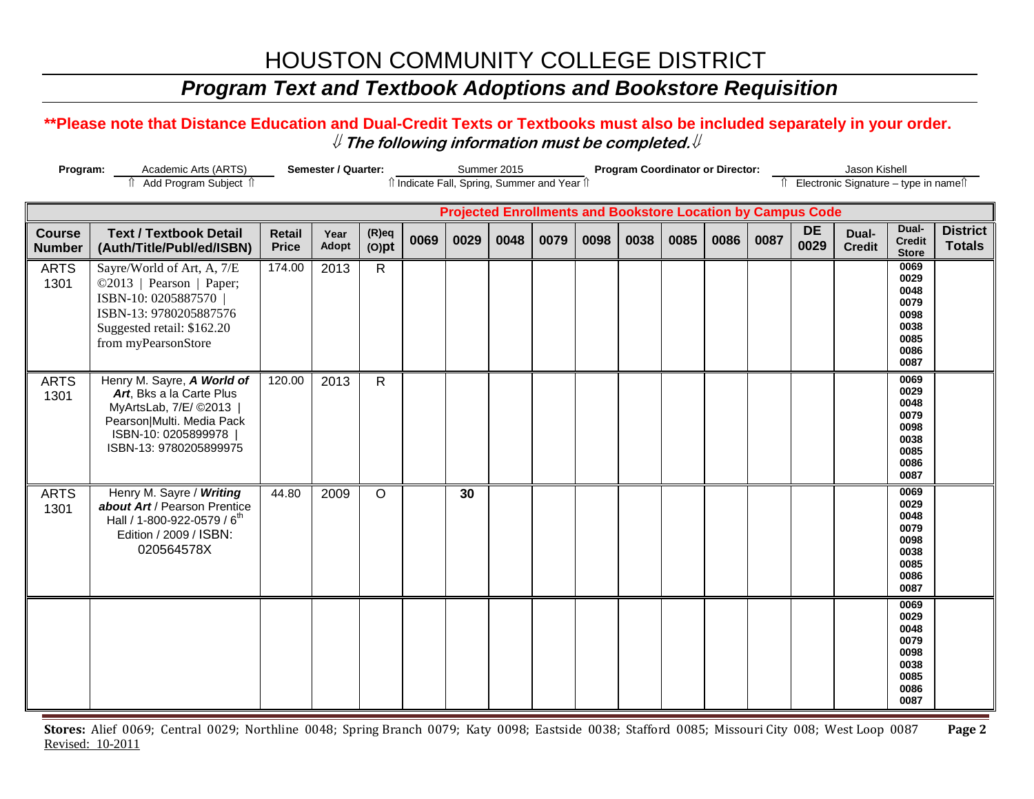# HOUSTON COMMUNITY COLLEGE DISTRICT

## *Program Text and Textbook Adoptions and Bookstore Requisition*

**\*\*Please note that Distance Education and Dual-Credit Texts or Textbooks must also be included separately in your order.**

⇓ ***The following information must be completed.*** ⇓

**Program:** Academic Arts (ARTS) ⇑ Add Program Subject ⇑ **Semester / Quarter:** Summer 2015 ⇑ Indicate Fall, Spring, Summer and Year ⇑ **Program Coordinator or Director:** Jason Kishell ⇑ Electronic Signature – type in name ⇑

| | | | | | Projected Enrollments and Bookstore Location by Campus Code | | | | | | | | | | | | |
|---|---|---|---|---|---|---|---|---|---|---|---|---|---|---|---|---|---|
| **Course Number** | **Text / Textbook Detail (Auth/Title/Publ/ed/ISBN)** | **Retail Price** | **Year Adopt** | **(R)eq (O)pt** | **0069** | **0029** | **0048** | **0079** | **0098** | **0038** | **0085** | **0086** | **0087** | **DE 0029** | **Dual-Credit** | **Dual-Credit Store** | **District Totals** |
| ARTS 1301 | Sayre/World of Art, A, 7/E ©2013 \| Pearson \| Paper; ISBN-10: 0205887570 \| ISBN-13: 9780205887576 Suggested retail: $162.20 from myPearsonStore | 174.00 | 2013 | R | | | | | | | | | | | | 0069 0029 0048 0079 0098 0038 0085 0086 0087 | |
| ARTS 1301 | Henry M. Sayre, ***A World of Art***, Bks a la Carte Plus MyArtsLab, 7/E/ ©2013 \| Pearson\|Multi. Media Pack ISBN-10: 0205899978 \| ISBN-13: 9780205899975 | 120.00 | 2013 | R | | | | | | | | | | | | 0069 0029 0048 0079 0098 0038 0085 0086 0087 | |
| ARTS 1301 | Henry M. Sayre / ***Writing about Art*** / Pearson Prentice Hall / 1-800-922-0579 / 6th Edition / 2009 / ISBN: 020564578X | 44.80 | 2009 | O | | **30** | | | | | | | | | | 0069 0029 0048 0079 0098 0038 0085 0086 0087 | |
| | | | | | | | | | | | | | | | | 0069 0029 0048 0079 0098 0038 0085 0086 0087 | |

**Stores:** Alief 0069; Central 0029; Northline 0048; Spring Branch 0079; Katy 0098; Eastside 0038; Stafford 0085; Missouri City 008; West Loop 0087

Revised: 10-2011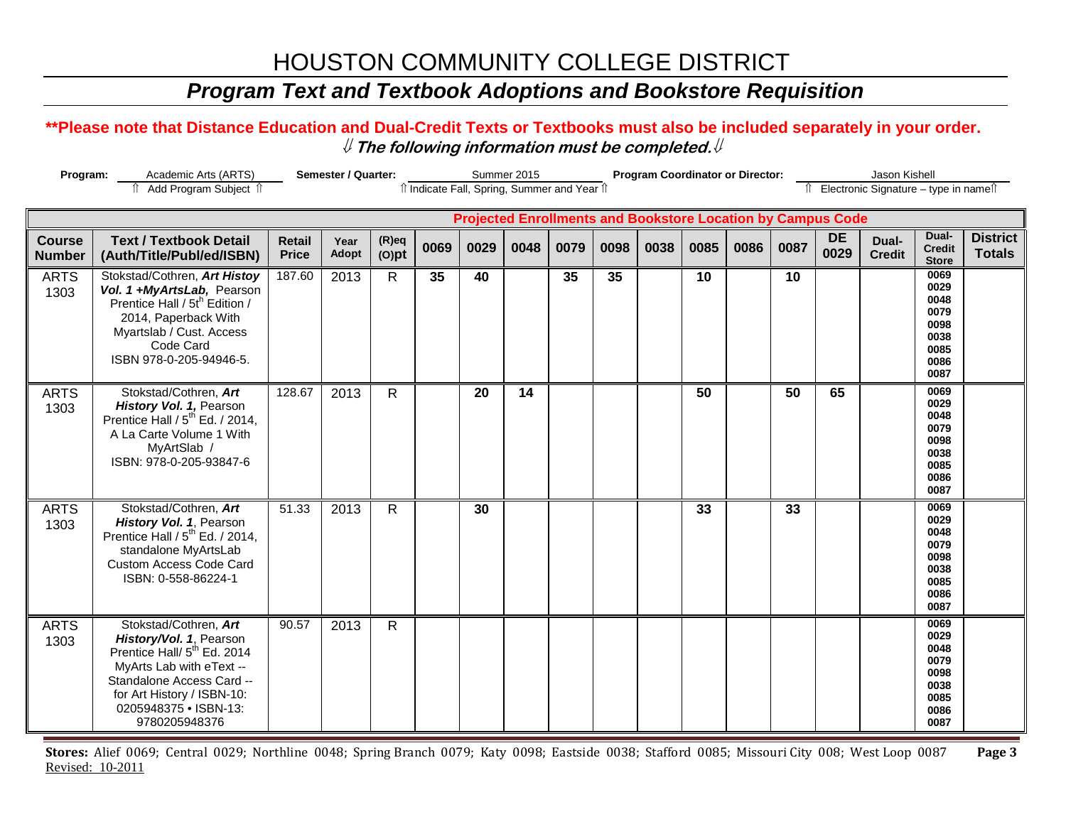# HOUSTON COMMUNITY COLLEGE DISTRICT

## *Program Text and Textbook Adoptions and Bookstore Requisition*

**\*\*Please note that Distance Education and Dual-Credit Texts or Textbooks must also be included separately in your order.**

⇓ ***The following information must be completed.*** ⇓

**Program:** Academic Arts (ARTS) — ⇑ Add Program Subject ⇑
**Semester / Quarter:** Summer 2015 — ⇑ Indicate Fall, Spring, Summer and Year ⇑
**Program Coordinator or Director:** Jason Kishell — ⇑ Electronic Signature – type in name ⇑

| Course Number | Text / Textbook Detail (Auth/Title/Publ/ed/ISBN) | Retail Price | Year Adopt | (R)eq (O)pt | Projected Enrollments and Bookstore Location by Campus Code | | | | | | | | | | | | District Totals |
|---|---|---|---|---|---|---|---|---|---|---|---|---|---|---|---|---|---|
| | | | | | 0069 | 0029 | 0048 | 0079 | 0098 | 0038 | 0085 | 0086 | 0087 | DE 0029 | Dual-Credit | Dual-Credit Store | |
| ARTS 1303 | Stokstad/Cothren, ***Art Histoy Vol. 1 +MyArtsLab,*** Pearson Prentice Hall / 5th Edition / 2014, Paperback With Myartslab / Cust. Access Code Card ISBN 978-0-205-94946-5. | 187.60 | 2013 | R | 35 | 40 | | 35 | 35 | | 10 | | 10 | | | 0069 0029 0048 0079 0098 0038 0085 0086 0087 | |
| ARTS 1303 | Stokstad/Cothren, ***Art History Vol. 1***, Pearson Prentice Hall / 5th Ed. / 2014, A La Carte Volume 1 With MyArtSlab / ISBN: 978-0-205-93847-6 | 128.67 | 2013 | R | | 20 | 14 | | | | 50 | | 50 | 65 | | 0069 0029 0048 0079 0098 0038 0085 0086 0087 | |
| ARTS 1303 | Stokstad/Cothren, ***Art History Vol. 1***, Pearson Prentice Hall / 5th Ed. / 2014, standalone MyArtsLab Custom Access Code Card ISBN: 0-558-86224-1 | 51.33 | 2013 | R | | 30 | | | | | 33 | | 33 | | | 0069 0029 0048 0079 0098 0038 0085 0086 0087 | |
| ARTS 1303 | Stokstad/Cothren, ***Art History/Vol. 1***, Pearson Prentice Hall/ 5th Ed. 2014 MyArts Lab with eText -- Standalone Access Card -- for Art History / ISBN-10: 0205948375 • ISBN-13: 9780205948376 | 90.57 | 2013 | R | | | | | | | | | | | | 0069 0029 0048 0079 0098 0038 0085 0086 0087 | |

**Stores:** Alief 0069; Central 0029; Northline 0048; Spring Branch 0079; Katy 0098; Eastside 0038; Stafford 0085; Missouri City 008; West Loop 0087

Revised: 10-2011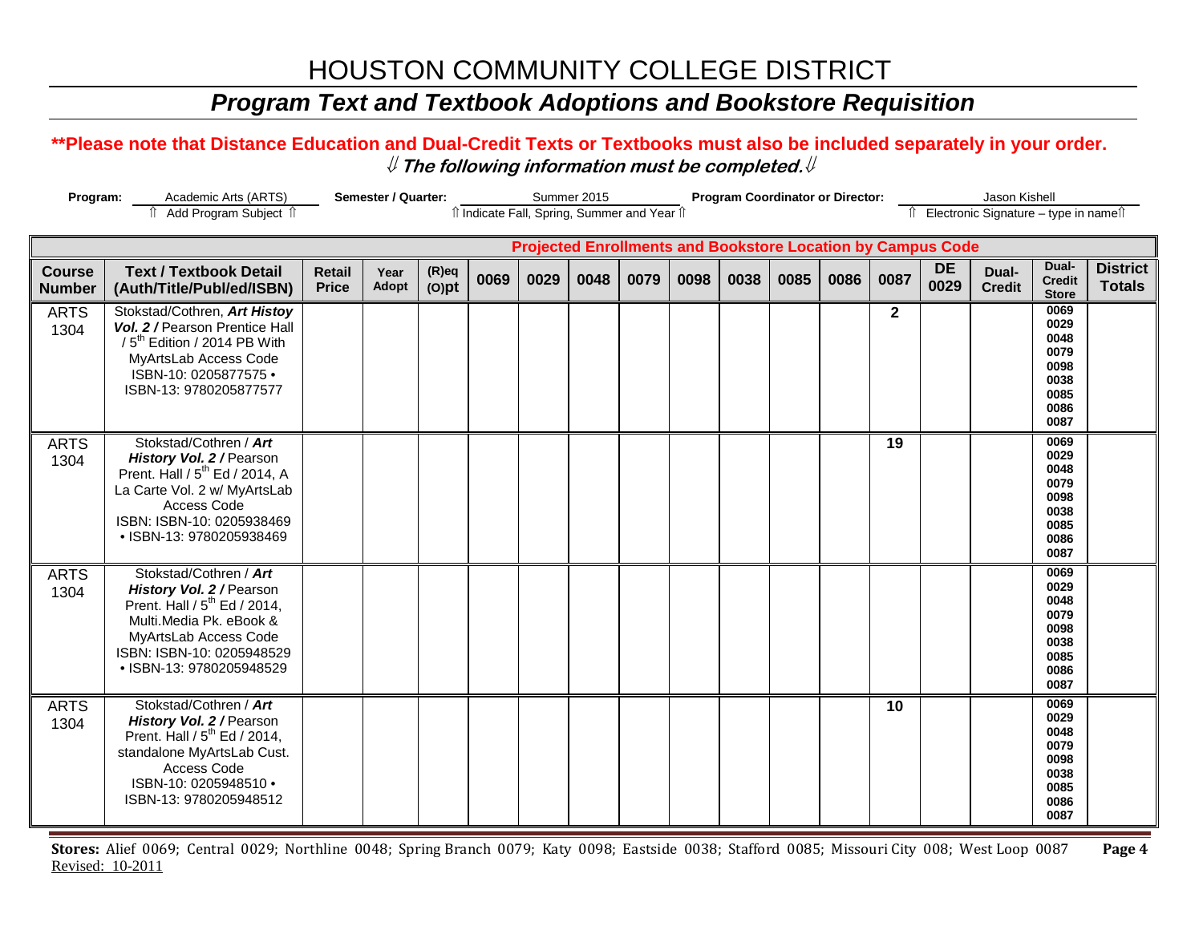# HOUSTON COMMUNITY COLLEGE DISTRICT

## *Program Text and Textbook Adoptions and Bookstore Requisition*

**\*\*Please note that Distance Education and Dual-Credit Texts or Textbooks must also be included separately in your order.**

**⇓ *The following information must be completed.* ⇓**

**Program:** Academic Arts (ARTS) ⇑ Add Program Subject ⇑ **Semester / Quarter:** Summer 2015 ⇑ Indicate Fall, Spring, Summer and Year ⇑ **Program Coordinator or Director:** Jason Kishell ⇑ Electronic Signature – type in name ⇑

| | | | | | Projected Enrollments and Bookstore Location by Campus Code | | | | | | | | | | | | |
|---|---|---|---|---|---|---|---|---|---|---|---|---|---|---|---|---|---|
| **Course Number** | **Text / Textbook Detail (Auth/Title/Publ/ed/ISBN)** | **Retail Price** | **Year Adopt** | **(R)eq (O)pt** | **0069** | **0029** | **0048** | **0079** | **0098** | **0038** | **0085** | **0086** | **0087** | **DE 0029** | **Dual-Credit** | **Dual-Credit Store** | **District Totals** |
| ARTS 1304 | Stokstad/Cothren, ***Art Histoy Vol. 2 /*** Pearson Prentice Hall / 5th Edition / 2014 PB With MyArtsLab Access Code ISBN-10: 0205877575 • ISBN-13: 9780205877577 | | | | | | | | | | | | **2** | | | 0069 0029 0048 0079 0098 0038 0085 0086 0087 | |
| ARTS 1304 | Stokstad/Cothren / ***Art History Vol. 2 /*** Pearson Prent. Hall / 5th Ed / 2014, A La Carte Vol. 2 w/ MyArtsLab Access Code ISBN: ISBN-10: 0205938469 • ISBN-13: 9780205938469 | | | | | | | | | | | | **19** | | | 0069 0029 0048 0079 0098 0038 0085 0086 0087 | |
| ARTS 1304 | Stokstad/Cothren / ***Art History Vol. 2 /*** Pearson Prent. Hall / 5th Ed / 2014, Multi.Media Pk. eBook & MyArtsLab Access Code ISBN: ISBN-10: 0205948529 • ISBN-13: 9780205948529 | | | | | | | | | | | | | | | 0069 0029 0048 0079 0098 0038 0085 0086 0087 | |
| ARTS 1304 | Stokstad/Cothren / ***Art History Vol. 2 /*** Pearson Prent. Hall / 5th Ed / 2014, standalone MyArtsLab Cust. Access Code ISBN-10: 0205948510 • ISBN-13: 9780205948512 | | | | | | | | | | | | **10** | | | 0069 0029 0048 0079 0098 0038 0085 0086 0087 | |

**Stores:** Alief 0069; Central 0029; Northline 0048; Spring Branch 0079; Katy 0098; Eastside 0038; Stafford 0085; Missouri City 008; West Loop 0087

Revised: 10-2011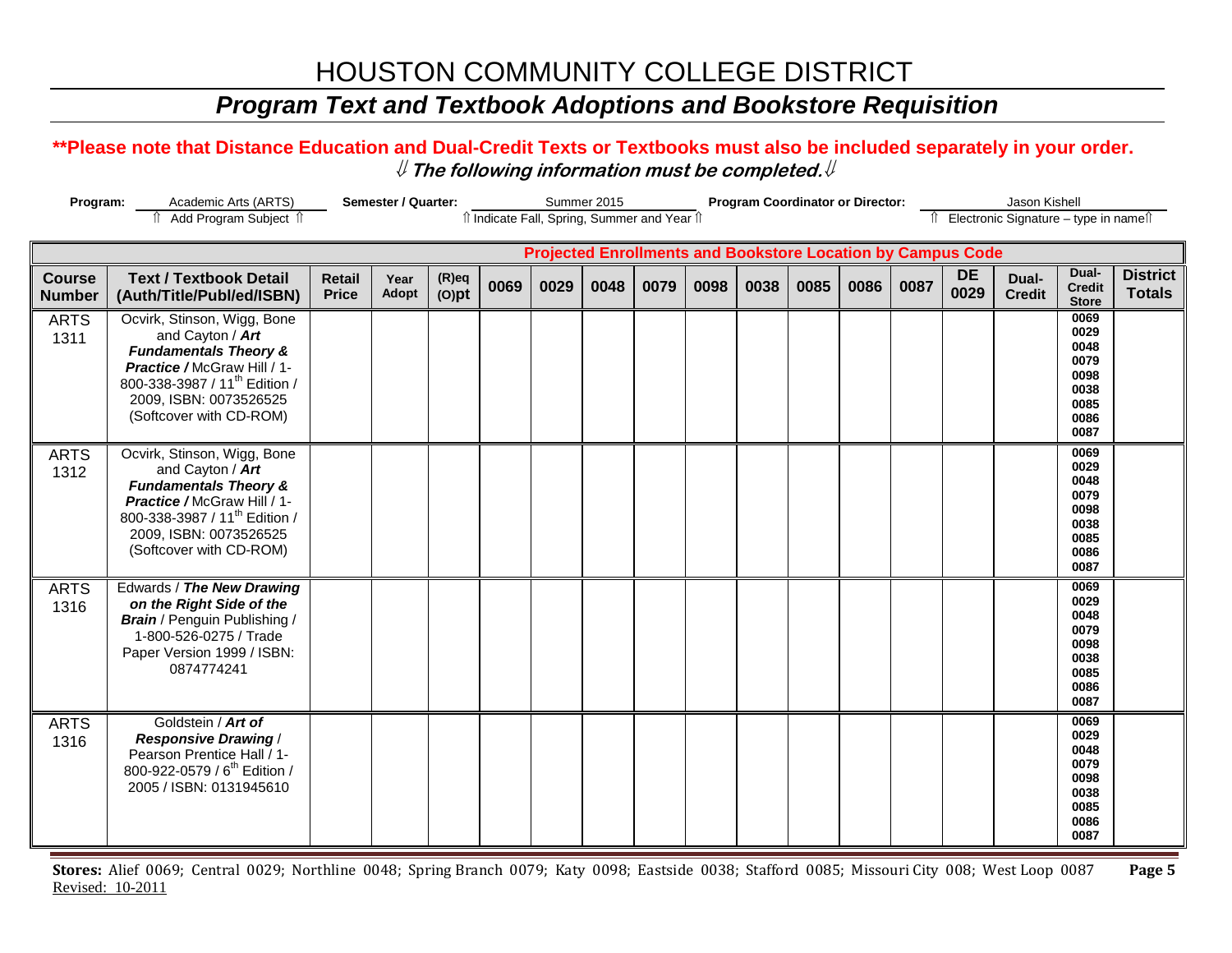# HOUSTON COMMUNITY COLLEGE DISTRICT

## *Program Text and Textbook Adoptions and Bookstore Requisition*

**\*\*Please note that Distance Education and Dual-Credit Texts or Textbooks must also be included separately in your order.**

**⇓ *The following information must be completed.* ⇓**

**Program:** Academic Arts (ARTS) — ⇑ Add Program Subject ⇑  **Semester / Quarter:** Summer 2015 — ⇑ Indicate Fall, Spring, Summer and Year ⇑  **Program Coordinator or Director:** Jason Kishell — ⇑ Electronic Signature – type in name ⇑

| | | | | | Projected Enrollments and Bookstore Location by Campus Code | | | | | | | | | | | | |
|---|---|---|---|---|---|---|---|---|---|---|---|---|---|---|---|---|---|
| **Course Number** | **Text / Textbook Detail (Auth/Title/Publ/ed/ISBN)** | **Retail Price** | **Year Adopt** | **(R)eq (O)pt** | **0069** | **0029** | **0048** | **0079** | **0098** | **0038** | **0085** | **0086** | **0087** | **DE 0029** | **Dual-Credit** | **Dual-Credit Store** | **District Totals** |
| ARTS 1311 | Ocvirk, Stinson, Wigg, Bone and Cayton / ***Art Fundamentals Theory & Practice /*** McGraw Hill / 1-800-338-3987 / 11th Edition / 2009, ISBN: 0073526525 (Softcover with CD-ROM) | | | | | | | | | | | | | | | 0069 0029 0048 0079 0098 0038 0085 0086 0087 | |
| ARTS 1312 | Ocvirk, Stinson, Wigg, Bone and Cayton / ***Art Fundamentals Theory & Practice /*** McGraw Hill / 1-800-338-3987 / 11th Edition / 2009, ISBN: 0073526525 (Softcover with CD-ROM) | | | | | | | | | | | | | | | 0069 0029 0048 0079 0098 0038 0085 0086 0087 | |
| ARTS 1316 | Edwards / ***The New Drawing on the Right Side of the Brain*** / Penguin Publishing / 1-800-526-0275 / Trade Paper Version 1999 / ISBN: 0874774241 | | | | | | | | | | | | | | | 0069 0029 0048 0079 0098 0038 0085 0086 0087 | |
| ARTS 1316 | Goldstein / ***Art of Responsive Drawing*** / Pearson Prentice Hall / 1-800-922-0579 / 6th Edition / 2005 / ISBN: 0131945610 | | | | | | | | | | | | | | | 0069 0029 0048 0079 0098 0038 0085 0086 0087 | |

**Stores:** Alief 0069; Central 0029; Northline 0048; Spring Branch 0079; Katy 0098; Eastside 0038; Stafford 0085; Missouri City 008; West Loop 0087

Revised: 10-2011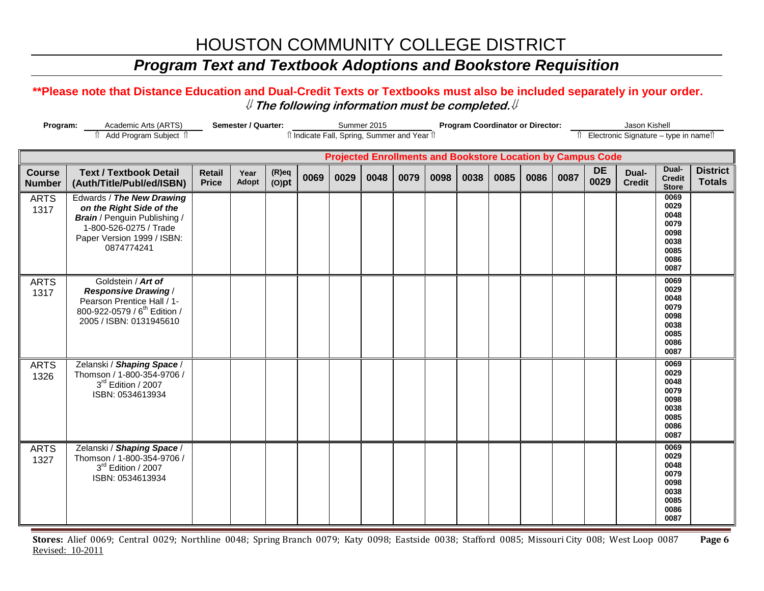# HOUSTON COMMUNITY COLLEGE DISTRICT

## *Program Text and Textbook Adoptions and Bookstore Requisition*

**\*\*Please note that Distance Education and Dual-Credit Texts or Textbooks must also be included separately in your order.**

⇓ ***The following information must be completed.*** ⇓

**Program:** Academic Arts (ARTS) ⇑ Add Program Subject ⇑ **Semester / Quarter:** Summer 2015 ⇑ Indicate Fall, Spring, Summer and Year ⇑ **Program Coordinator or Director:** Jason Kishell ⇑ Electronic Signature – type in name ⇑

| | | | | | Projected Enrollments and Bookstore Location by Campus Code | | | | | | | | | | | | |
|---|---|---|---|---|---|---|---|---|---|---|---|---|---|---|---|---|---|
| **Course Number** | **Text / Textbook Detail (Auth/Title/Publ/ed/ISBN)** | **Retail Price** | **Year Adopt** | **(R)eq (O)pt** | **0069** | **0029** | **0048** | **0079** | **0098** | **0038** | **0085** | **0086** | **0087** | **DE 0029** | **Dual-Credit** | **Dual-Credit Store** | **District Totals** |
| ARTS 1317 | Edwards / ***The New Drawing on the Right Side of the Brain*** / Penguin Publishing / 1-800-526-0275 / Trade Paper Version 1999 / ISBN: 0874774241 | | | | | | | | | | | | | | | 0069 0029 0048 0079 0098 0038 0085 0086 0087 | |
| ARTS 1317 | Goldstein / ***Art of Responsive Drawing*** / Pearson Prentice Hall / 1-800-922-0579 / 6th Edition / 2005 / ISBN: 0131945610 | | | | | | | | | | | | | | | 0069 0029 0048 0079 0098 0038 0085 0086 0087 | |
| ARTS 1326 | Zelanski / ***Shaping Space*** / Thomson / 1-800-354-9706 / 3rd Edition / 2007 ISBN: 0534613934 | | | | | | | | | | | | | | | 0069 0029 0048 0079 0098 0038 0085 0086 0087 | |
| ARTS 1327 | Zelanski / ***Shaping Space*** / Thomson / 1-800-354-9706 / 3rd Edition / 2007 ISBN: 0534613934 | | | | | | | | | | | | | | | 0069 0029 0048 0079 0098 0038 0085 0086 0087 | |

**Stores:** Alief 0069; Central 0029; Northline 0048; Spring Branch 0079; Katy 0098; Eastside 0038; Stafford 0085; Missouri City 008; West Loop 0087

Revised: 10-2011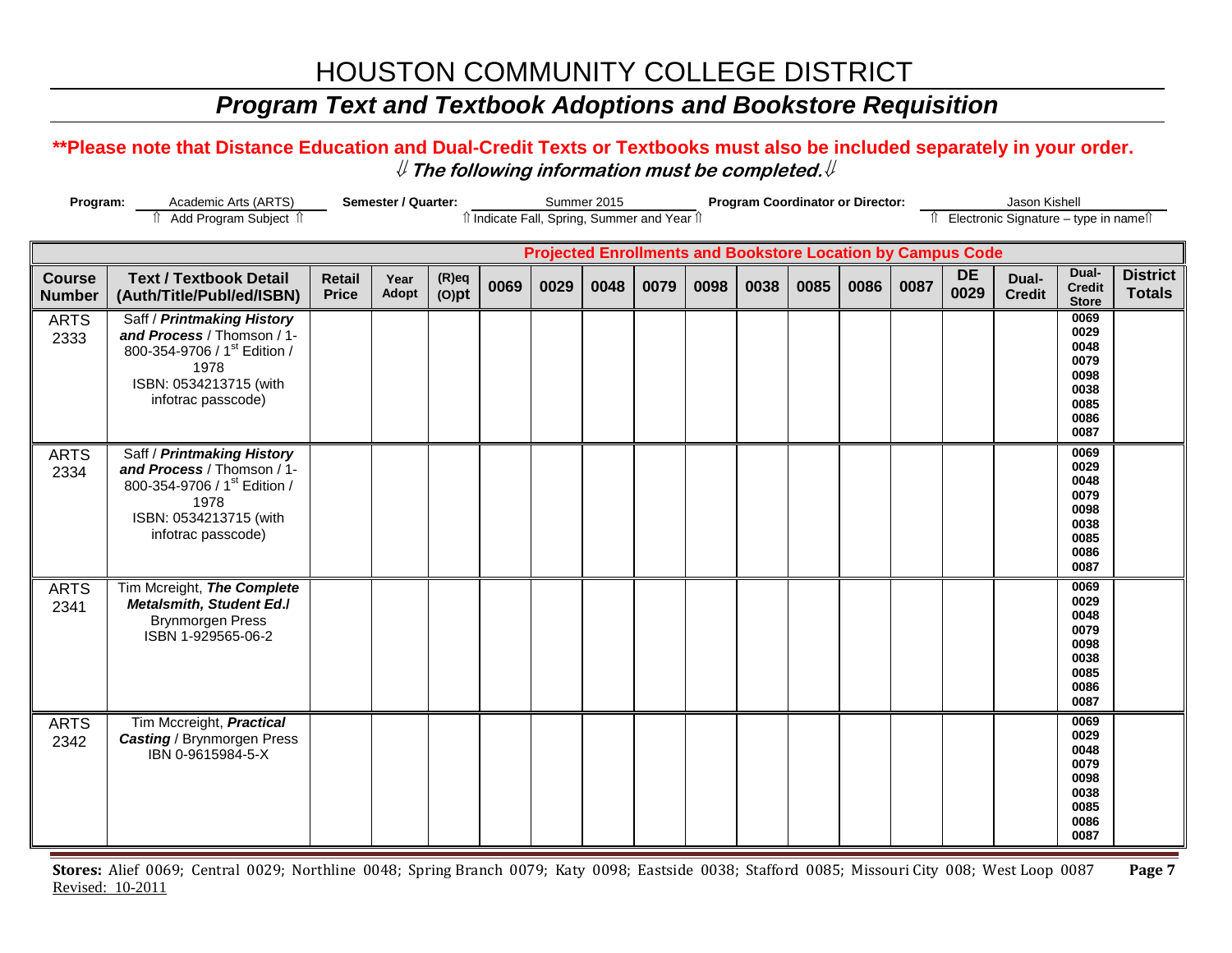# HOUSTON COMMUNITY COLLEGE DISTRICT

## *Program Text and Textbook Adoptions and Bookstore Requisition*

**\*\*Please note that Distance Education and Dual-Credit Texts or Textbooks must also be included separately in your order.**

⇓ ***The following information must be completed.*** ⇓

**Program:** Academic Arts (ARTS) ⇑ Add Program Subject ⇑ **Semester / Quarter:** Summer 2015 ⇑ Indicate Fall, Spring, Summer and Year ⇑ **Program Coordinator or Director:** Jason Kishell ⇑ Electronic Signature – type in name ⇑

| | | | | | Projected Enrollments and Bookstore Location by Campus Code | | | | | | | | | | | | |
|---|---|---|---|---|---|---|---|---|---|---|---|---|---|---|---|---|---|
| **Course Number** | **Text / Textbook Detail (Auth/Title/Publ/ed/ISBN)** | **Retail Price** | **Year Adopt** | **(R)eq (O)pt** | **0069** | **0029** | **0048** | **0079** | **0098** | **0038** | **0085** | **0086** | **0087** | **DE 0029** | **Dual-Credit** | **Dual-Credit Store** | **District Totals** |
| ARTS 2333 | Saff / ***Printmaking History and Process*** / Thomson / 1-800-354-9706 / 1st Edition / 1978 ISBN: 0534213715 (with infotrac passcode) | | | | | | | | | | | | | | | 0069 0029 0048 0079 0098 0038 0085 0086 0087 | |
| ARTS 2334 | Saff / ***Printmaking History and Process*** / Thomson / 1-800-354-9706 / 1st Edition / 1978 ISBN: 0534213715 (with infotrac passcode) | | | | | | | | | | | | | | | 0069 0029 0048 0079 0098 0038 0085 0086 0087 | |
| ARTS 2341 | Tim Mcreight, ***The Complete Metalsmith, Student Ed./*** Brynmorgen Press ISBN 1-929565-06-2 | | | | | | | | | | | | | | | 0069 0029 0048 0079 0098 0038 0085 0086 0087 | |
| ARTS 2342 | Tim Mccreight, ***Practical Casting*** / Brynmorgen Press IBN 0-9615984-5-X | | | | | | | | | | | | | | | 0069 0029 0048 0079 0098 0038 0085 0086 0087 | |

**Stores:** Alief 0069; Central 0029; Northline 0048; Spring Branch 0079; Katy 0098; Eastside 0038; Stafford 0085; Missouri City 008; West Loop 0087

Revised: 10-2011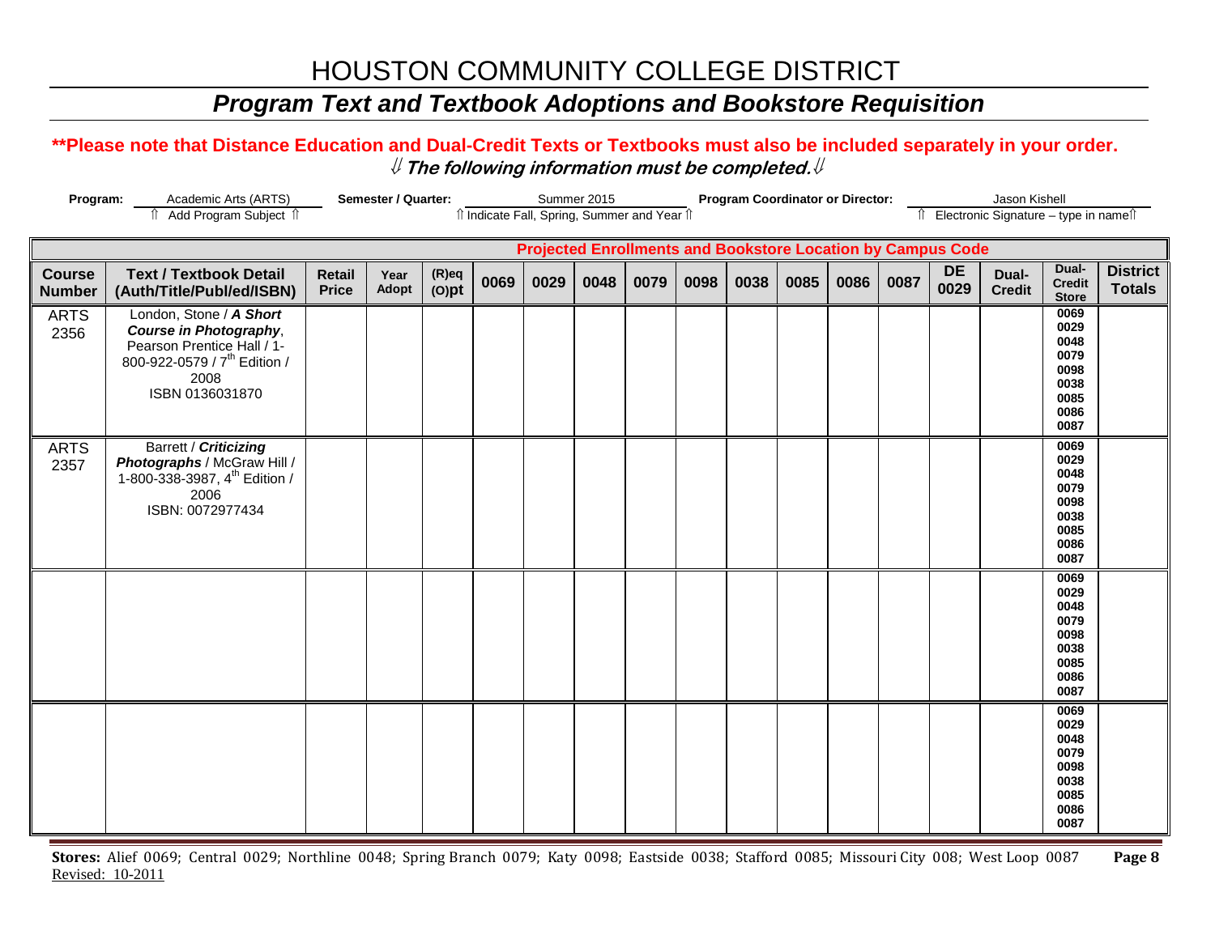# HOUSTON COMMUNITY COLLEGE DISTRICT

## *Program Text and Textbook Adoptions and Bookstore Requisition*

**\*\*Please note that Distance Education and Dual-Credit Texts or Textbooks must also be included separately in your order.**

⇓ ***The following information must be completed.*** ⇓

**Program:** Academic Arts (ARTS) ⇑ Add Program Subject ⇑

**Semester / Quarter:** Summer 2015 ⇑ Indicate Fall, Spring, Summer and Year ⇑

**Program Coordinator or Director:** Jason Kishell ⇑ Electronic Signature – type in name ⇑

| | | | | | Projected Enrollments and Bookstore Location by Campus Code | | | | | | | | | | | | |
|---|---|---|---|---|---|---|---|---|---|---|---|---|---|---|---|---|---|
| **Course Number** | **Text / Textbook Detail (Auth/Title/Publ/ed/ISBN)** | **Retail Price** | **Year Adopt** | **(R)eq (O)pt** | **0069** | **0029** | **0048** | **0079** | **0098** | **0038** | **0085** | **0086** | **0087** | **DE 0029** | **Dual-Credit** | **Dual-Credit Store** | **District Totals** |
| ARTS 2356 | London, Stone / ***A Short Course in Photography***, Pearson Prentice Hall / 1-800-922-0579 / 7th Edition / 2008 ISBN 0136031870 | | | | | | | | | | | | | | | 0069 0029 0048 0079 0098 0038 0085 0086 0087 | |
| ARTS 2357 | Barrett / ***Criticizing Photographs*** / McGraw Hill / 1-800-338-3987, 4th Edition / 2006 ISBN: 0072977434 | | | | | | | | | | | | | | | 0069 0029 0048 0079 0098 0038 0085 0086 0087 | |
| | | | | | | | | | | | | | | | | 0069 0029 0048 0079 0098 0038 0085 0086 0087 | |
| | | | | | | | | | | | | | | | | 0069 0029 0048 0079 0098 0038 0085 0086 0087 | |

**Stores:** Alief 0069; Central 0029; Northline 0048; Spring Branch 0079; Katy 0098; Eastside 0038; Stafford 0085; Missouri City 008; West Loop 0087

Revised: 10-2011